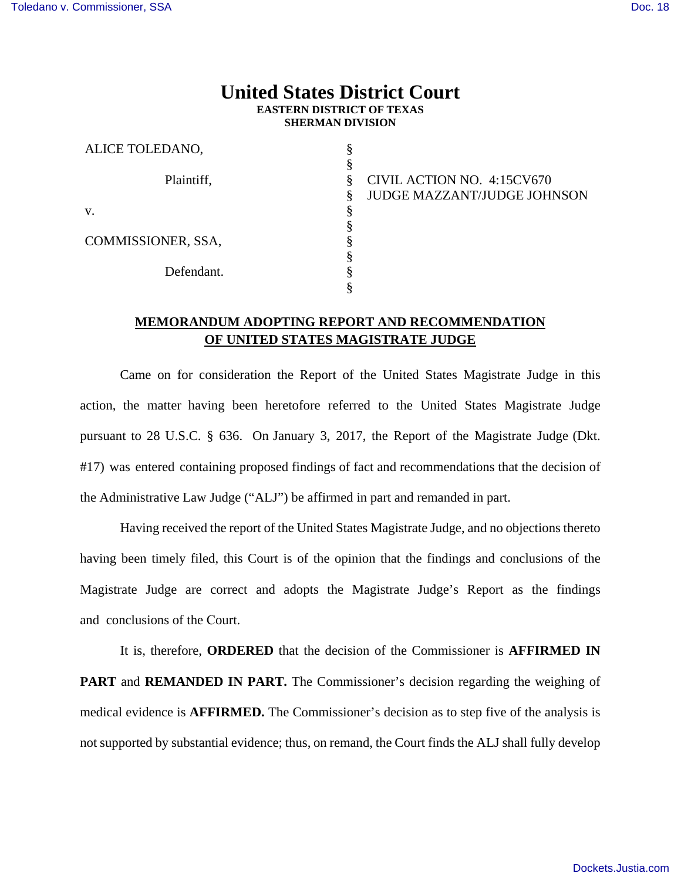# United States District Court

**EASTERN DISTRICT OF TEXAS**
**SHERMAN DIVISION**

| | | |
|---|---|---|
| ALICE TOLEDANO, | § | |
| | § | |
| Plaintiff, | § | CIVIL ACTION NO. 4:15CV670 |
| | § | JUDGE MAZZANT/JUDGE JOHNSON |
| v. | § | |
| | § | |
| COMMISSIONER, SSA, | § | |
| | § | |
| Defendant. | § | |
| | § | |

**MEMORANDUM ADOPTING REPORT AND RECOMMENDATION OF UNITED STATES MAGISTRATE JUDGE**

Came on for consideration the Report of the United States Magistrate Judge in this action, the matter having been heretofore referred to the United States Magistrate Judge pursuant to 28 U.S.C. § 636. On January 3, 2017, the Report of the Magistrate Judge (Dkt. #17) was entered containing proposed findings of fact and recommendations that the decision of the Administrative Law Judge ("ALJ") be affirmed in part and remanded in part.

Having received the report of the United States Magistrate Judge, and no objections thereto having been timely filed, this Court is of the opinion that the findings and conclusions of the Magistrate Judge are correct and adopts the Magistrate Judge's Report as the findings and conclusions of the Court.

It is, therefore, **ORDERED** that the decision of the Commissioner is **AFFIRMED IN PART** and **REMANDED IN PART.** The Commissioner's decision regarding the weighing of medical evidence is **AFFIRMED.** The Commissioner's decision as to step five of the analysis is not supported by substantial evidence; thus, on remand, the Court finds the ALJ shall fully develop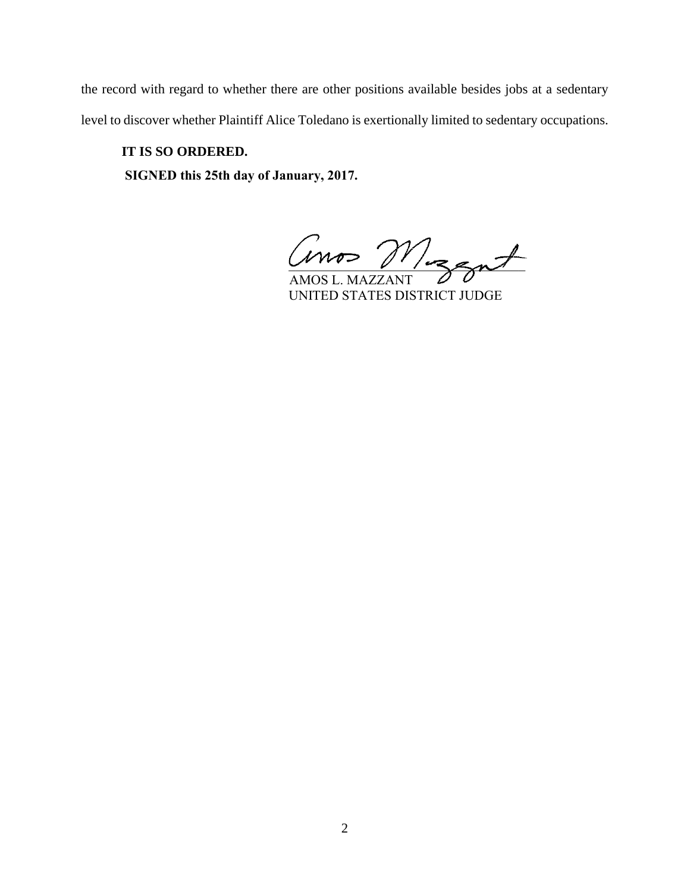the record with regard to whether there are other positions available besides jobs at a sedentary level to discover whether Plaintiff Alice Toledano is exertionally limited to sedentary occupations.

**IT IS SO ORDERED.**

**SIGNED this 25th day of January, 2017.**

AMOS L. MAZZANT
UNITED STATES DISTRICT JUDGE